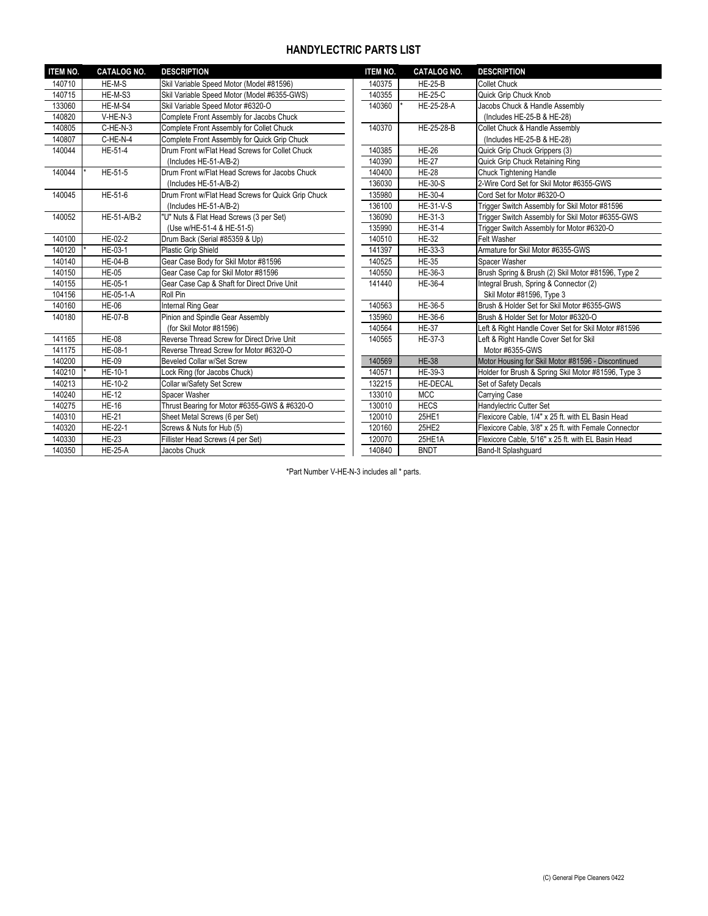## HANDYLECTRIC PARTS LIST

| ITEM NO. | | CATALOG NO. | DESCRIPTION |
|---|---|---|---|
| 140710 | | HE-M-S | Skil Variable Speed Motor (Model #81596) |
| 140715 | | HE-M-S3 | Skil Variable Speed Motor (Model #6355-GWS) |
| 133060 | | HE-M-S4 | Skil Variable Speed Motor #6320-O |
| 140820 | | V-HE-N-3 | Complete Front Assembly for Jacobs Chuck |
| 140805 | | C-HE-N-3 | Complete Front Assembly for Collet Chuck |
| 140807 | | C-HE-N-4 | Complete Front Assembly for Quick Grip Chuck |
| 140044 | | HE-51-4 | Drum Front w/Flat Head Screws for Collet Chuck (Includes HE-51-A/B-2) |
| 140044 | * | HE-51-5 | Drum Front w/Flat Head Screws for Jacobs Chuck (Includes HE-51-A/B-2) |
| 140045 | | HE-51-6 | Drum Front w/Flat Head Screws for Quick Grip Chuck (Includes HE-51-A/B-2) |
| 140052 | | HE-51-A/B-2 | "U" Nuts & Flat Head Screws (3 per Set) (Use w/HE-51-4 & HE-51-5) |
| 140100 | | HE-02-2 | Drum Back (Serial #85359 & Up) |
| 140120 | * | HE-03-1 | Plastic Grip Shield |
| 140140 | | HE-04-B | Gear Case Body for Skil Motor #81596 |
| 140150 | | HE-05 | Gear Case Cap for Skil Motor #81596 |
| 140155 | | HE-05-1 | Gear Case Cap & Shaft for Direct Drive Unit |
| 104156 | | HE-05-1-A | Roll Pin |
| 140160 | | HE-06 | Internal Ring Gear |
| 140180 | | HE-07-B | Pinion and Spindle Gear Assembly (for Skil Motor #81596) |
| 141165 | | HE-08 | Reverse Thread Screw for Direct Drive Unit |
| 141175 | | HE-08-1 | Reverse Thread Screw for Motor #6320-O |
| 140200 | | HE-09 | Beveled Collar w/Set Screw |
| 140210 | * | HE-10-1 | Lock Ring (for Jacobs Chuck) |
| 140213 | | HE-10-2 | Collar w/Safety Set Screw |
| 140240 | | HE-12 | Spacer Washer |
| 140275 | | HE-16 | Thrust Bearing for Motor #6355-GWS & #6320-O |
| 140310 | | HE-21 | Sheet Metal Screws (6 per Set) |
| 140320 | | HE-22-1 | Screws & Nuts for Hub (5) |
| 140330 | | HE-23 | Fillister Head Screws (4 per Set) |
| 140350 | | HE-25-A | Jacobs Chuck |
| 140375 | | HE-25-B | Collet Chuck |
| 140355 | | HE-25-C | Quick Grip Chuck Knob |
| 140360 | * | HE-25-28-A | Jacobs Chuck & Handle Assembly (Includes HE-25-B & HE-28) |
| 140370 | | HE-25-28-B | Collet Chuck & Handle Assembly (Includes HE-25-B & HE-28) |
| 140385 | | HE-26 | Quick Grip Chuck Grippers (3) |
| 140390 | | HE-27 | Quick Grip Chuck Retaining Ring |
| 140400 | | HE-28 | Chuck Tightening Handle |
| 136030 | | HE-30-S | 2-Wire Cord Set for Skil Motor #6355-GWS |
| 135980 | | HE-30-4 | Cord Set for Motor #6320-O |
| 136100 | | HE-31-V-S | Trigger Switch Assembly for Skil Motor #81596 |
| 136090 | | HE-31-3 | Trigger Switch Assembly for Skil Motor #6355-GWS |
| 135990 | | HE-31-4 | Trigger Switch Assembly for Motor #6320-O |
| 140510 | | HE-32 | Felt Washer |
| 141397 | | HE-33-3 | Armature for Skil Motor #6355-GWS |
| 140525 | | HE-35 | Spacer Washer |
| 140550 | | HE-36-3 | Brush Spring & Brush (2) Skil Motor #81596, Type 2 |
| 141440 | | HE-36-4 | Integral Brush, Spring & Connector (2) Skil Motor #81596, Type 3 |
| 140563 | | HE-36-5 | Brush & Holder Set for Skil Motor #6355-GWS |
| 135960 | | HE-36-6 | Brush & Holder Set for Motor #6320-O |
| 140564 | | HE-37 | Left & Right Handle Cover Set for Skil Motor #81596 |
| 140565 | | HE-37-3 | Left & Right Handle Cover Set for Skil Motor #6355-GWS |
| 140569 | | HE-38 | Motor Housing for Skil Motor #81596 - Discontinued |
| 140571 | | HE-39-3 | Holder for Brush & Spring Skil Motor #81596, Type 3 |
| 132215 | | HE-DECAL | Set of Safety Decals |
| 133010 | | MCC | Carrying Case |
| 130010 | | HECS | Handylectric Cutter Set |
| 120010 | | 25HE1 | Flexicore Cable, 1/4" x 25 ft. with EL Basin Head |
| 120160 | | 25HE2 | Flexicore Cable, 3/8" x 25 ft. with Female Connector |
| 120070 | | 25HE1A | Flexicore Cable, 5/16" x 25 ft. with EL Basin Head |
| 140840 | | BNDT | Band-It Splashguard |

*Part Number V-HE-N-3 includes all * parts.

(C) General Pipe Cleaners 0422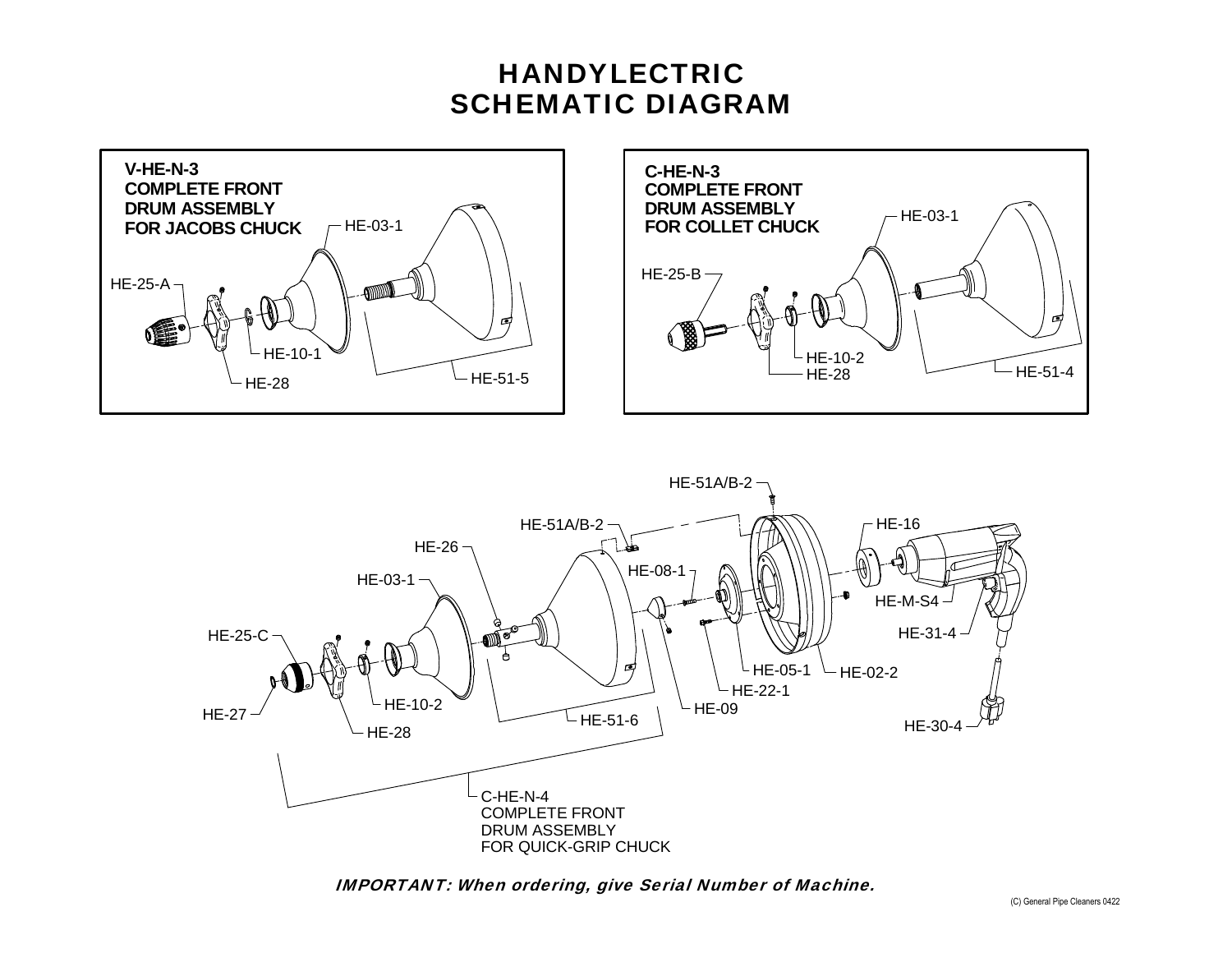# HANDYLECTRIC SCHEMATIC DIAGRAM

**V-HE-N-3**
**COMPLETE FRONT**
**DRUM ASSEMBLY**
**FOR JACOBS CHUCK**

HE-03-1
HE-25-A
HE-10-1
HE-28
HE-51-5

**C-HE-N-3**
**COMPLETE FRONT**
**DRUM ASSEMBLY**
**FOR COLLET CHUCK**

HE-03-1
HE-25-B
HE-10-2
HE-28
HE-51-4

HE-51A/B-2
HE-51A/B-2
HE-16
HE-26
HE-08-1
HE-03-1
HE-M-S4
HE-25-C
HE-31-4
HE-05-1
HE-02-2
HE-22-1
HE-27
HE-10-2
HE-09
HE-51-6
HE-28
HE-30-4

C-HE-N-4
COMPLETE FRONT
DRUM ASSEMBLY
FOR QUICK-GRIP CHUCK

***IMPORTANT: When ordering, give Serial Number of Machine.***

(C) General Pipe Cleaners 0422